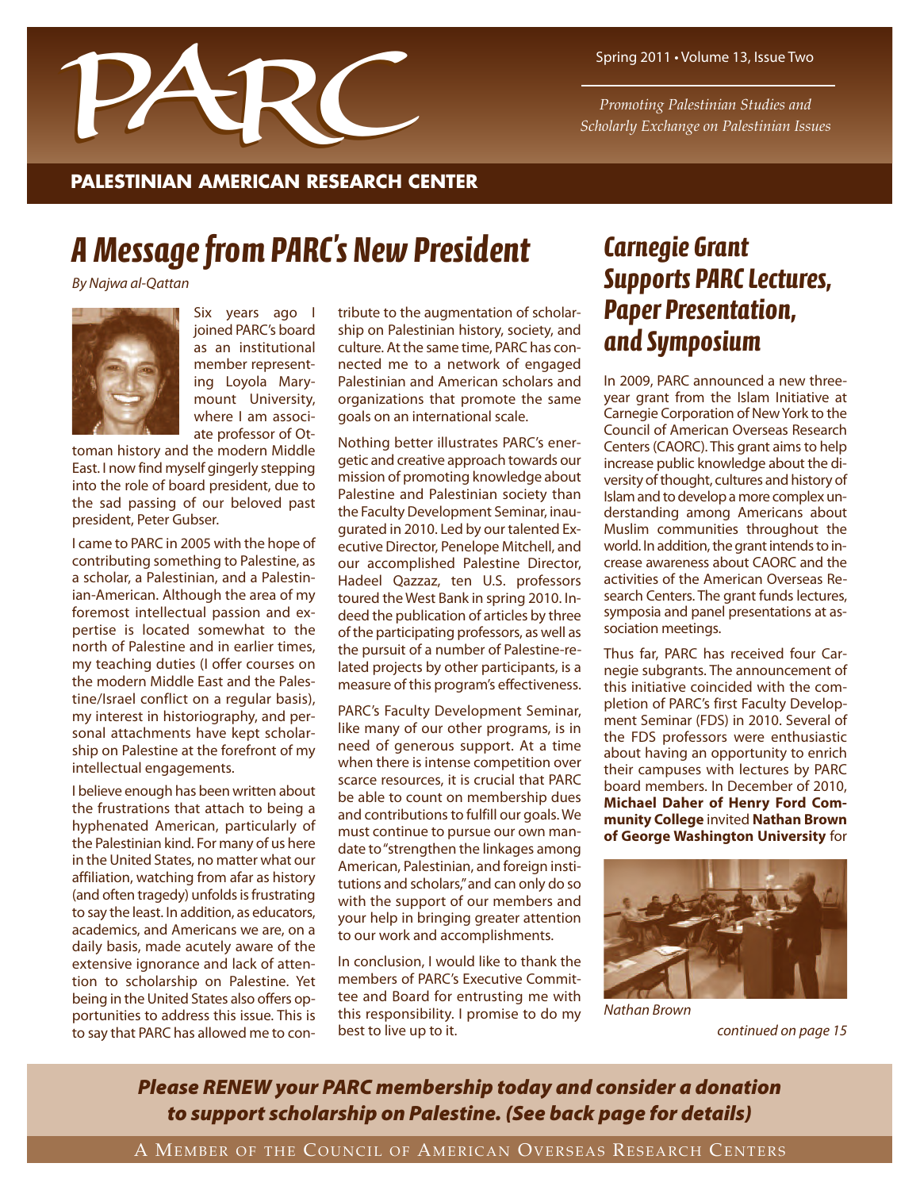# PARC

Spring 2011 • Volume 13, Issue Two

*Promoting Palestinian Studies and Scholarly Exchange on Palestinian Issues*

**PALESTINIAN AMERICAN RESEARCH CENTER**

## A Message from PARC's New President

*By Najwa al-Qattan*

Six years ago I joined PARC's board as an institutional member representing Loyola Marymount University, where I am associate professor of Ottoman history and the modern Middle East. I now find myself gingerly stepping into the role of board president, due to the sad passing of our beloved past president, Peter Gubser.

I came to PARC in 2005 with the hope of contributing something to Palestine, as a scholar, a Palestinian, and a Palestinian-American. Although the area of my foremost intellectual passion and expertise is located somewhat to the north of Palestine and in earlier times, my teaching duties (I offer courses on the modern Middle East and the Palestine/Israel conflict on a regular basis), my interest in historiography, and personal attachments have kept scholarship on Palestine at the forefront of my intellectual engagements.

I believe enough has been written about the frustrations that attach to being a hyphenated American, particularly of the Palestinian kind. For many of us here in the United States, no matter what our affiliation, watching from afar as history (and often tragedy) unfolds is frustrating to say the least. In addition, as educators, academics, and Americans we are, on a daily basis, made acutely aware of the extensive ignorance and lack of attention to scholarship on Palestine. Yet being in the United States also offers opportunities to address this issue. This is to say that PARC has allowed me to contribute to the augmentation of scholarship on Palestinian history, society, and culture. At the same time, PARC has connected me to a network of engaged Palestinian and American scholars and organizations that promote the same goals on an international scale.

Nothing better illustrates PARC's energetic and creative approach towards our mission of promoting knowledge about Palestine and Palestinian society than the Faculty Development Seminar, inaugurated in 2010. Led by our talented Executive Director, Penelope Mitchell, and our accomplished Palestine Director, Hadeel Qazzaz, ten U.S. professors toured the West Bank in spring 2010. Indeed the publication of articles by three of the participating professors, as well as the pursuit of a number of Palestine-related projects by other participants, is a measure of this program's effectiveness.

PARC's Faculty Development Seminar, like many of our other programs, is in need of generous support. At a time when there is intense competition over scarce resources, it is crucial that PARC be able to count on membership dues and contributions to fulfill our goals. We must continue to pursue our own mandate to "strengthen the linkages among American, Palestinian, and foreign institutions and scholars," and can only do so with the support of our members and your help in bringing greater attention to our work and accomplishments.

In conclusion, I would like to thank the members of PARC's Executive Committee and Board for entrusting me with this responsibility. I promise to do my best to live up to it.

## Carnegie Grant Supports PARC Lectures, Paper Presentation, and Symposium

In 2009, PARC announced a new three-year grant from the Islam Initiative at Carnegie Corporation of New York to the Council of American Overseas Research Centers (CAORC). This grant aims to help increase public knowledge about the diversity of thought, cultures and history of Islam and to develop a more complex understanding among Americans about Muslim communities throughout the world. In addition, the grant intends to increase awareness about CAORC and the activities of the American Overseas Research Centers. The grant funds lectures, symposia and panel presentations at association meetings.

Thus far, PARC has received four Carnegie subgrants. The announcement of this initiative coincided with the completion of PARC's first Faculty Development Seminar (FDS) in 2010. Several of the FDS professors were enthusiastic about having an opportunity to enrich their campuses with lectures by PARC board members. In December of 2010, **Michael Daher of Henry Ford Community College** invited **Nathan Brown of George Washington University** for

*Nathan Brown*

*continued on page 15*

***Please RENEW your PARC membership today and consider a donation to support scholarship on Palestine. (See back page for details)***

A Member of the Council of American Overseas Research Centers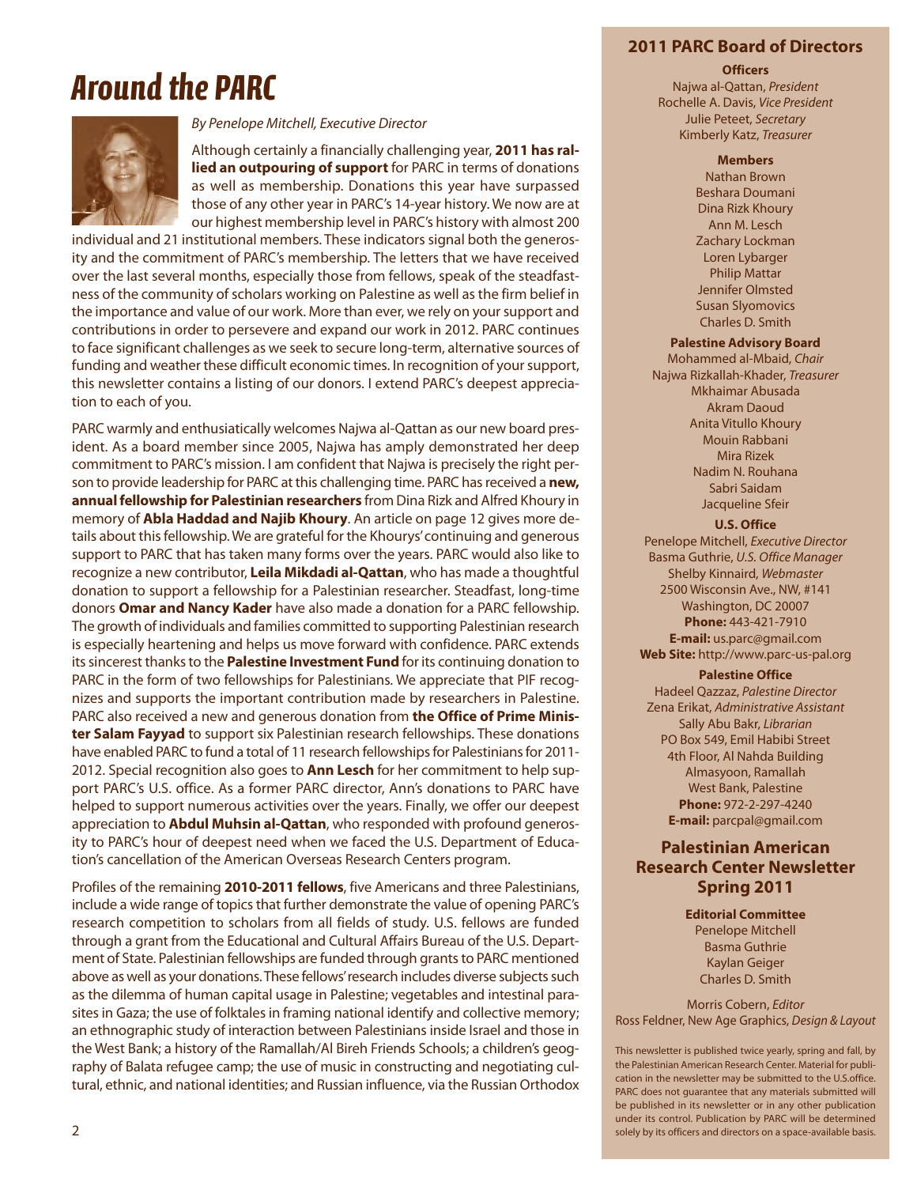# Around the PARC

*By Penelope Mitchell, Executive Director*

Although certainly a financially challenging year, **2011 has rallied an outpouring of support** for PARC in terms of donations as well as membership. Donations this year have surpassed those of any other year in PARC's 14-year history. We now are at our highest membership level in PARC's history with almost 200 individual and 21 institutional members. These indicators signal both the generosity and the commitment of PARC's membership. The letters that we have received over the last several months, especially those from fellows, speak of the steadfastness of the community of scholars working on Palestine as well as the firm belief in the importance and value of our work. More than ever, we rely on your support and contributions in order to persevere and expand our work in 2012. PARC continues to face significant challenges as we seek to secure long-term, alternative sources of funding and weather these difficult economic times. In recognition of your support, this newsletter contains a listing of our donors. I extend PARC's deepest appreciation to each of you.

PARC warmly and enthusiatically welcomes Najwa al-Qattan as our new board president. As a board member since 2005, Najwa has amply demonstrated her deep commitment to PARC's mission. I am confident that Najwa is precisely the right person to provide leadership for PARC at this challenging time. PARC has received a **new, annual fellowship for Palestinian researchers** from Dina Rizk and Alfred Khoury in memory of **Abla Haddad and Najib Khoury**. An article on page 12 gives more details about this fellowship. We are grateful for the Khourys' continuing and generous support to PARC that has taken many forms over the years. PARC would also like to recognize a new contributor, **Leila Mikdadi al-Qattan**, who has made a thoughtful donation to support a fellowship for a Palestinian researcher. Steadfast, long-time donors **Omar and Nancy Kader** have also made a donation for a PARC fellowship. The growth of individuals and families committed to supporting Palestinian research is especially heartening and helps us move forward with confidence. PARC extends its sincerest thanks to the **Palestine Investment Fund** for its continuing donation to PARC in the form of two fellowships for Palestinians. We appreciate that PIF recognizes and supports the important contribution made by researchers in Palestine. PARC also received a new and generous donation from **the Office of Prime Minister Salam Fayyad** to support six Palestinian research fellowships. These donations have enabled PARC to fund a total of 11 research fellowships for Palestinians for 2011-2012. Special recognition also goes to **Ann Lesch** for her commitment to help support PARC's U.S. office. As a former PARC director, Ann's donations to PARC have helped to support numerous activities over the years. Finally, we offer our deepest appreciation to **Abdul Muhsin al-Qattan**, who responded with profound generosity to PARC's hour of deepest need when we faced the U.S. Department of Education's cancellation of the American Overseas Research Centers program.

Profiles of the remaining **2010-2011 fellows**, five Americans and three Palestinians, include a wide range of topics that further demonstrate the value of opening PARC's research competition to scholars from all fields of study. U.S. fellows are funded through a grant from the Educational and Cultural Affairs Bureau of the U.S. Department of State. Palestinian fellowships are funded through grants to PARC mentioned above as well as your donations. These fellows' research includes diverse subjects such as the dilemma of human capital usage in Palestine; vegetables and intestinal parasites in Gaza; the use of folktales in framing national identify and collective memory; an ethnographic study of interaction between Palestinians inside Israel and those in the West Bank; a history of the Ramallah/Al Bireh Friends Schools; a children's geography of Balata refugee camp; the use of music in constructing and negotiating cultural, ethnic, and national identities; and Russian influence, via the Russian Orthodox

## 2011 PARC Board of Directors

**Officers**

Najwa al-Qattan, *President*
Rochelle A. Davis, *Vice President*
Julie Peteet, *Secretary*
Kimberly Katz, *Treasurer*

**Members**

Nathan Brown
Beshara Doumani
Dina Rizk Khoury
Ann M. Lesch
Zachary Lockman
Loren Lybarger
Philip Mattar
Jennifer Olmsted
Susan Slyomovics
Charles D. Smith

**Palestine Advisory Board**

Mohammed al-Mbaid, *Chair*
Najwa Rizkallah-Khader, *Treasurer*
Mkhaimar Abusada
Akram Daoud
Anita Vitullo Khoury
Mouin Rabbani
Mira Rizek
Nadim N. Rouhana
Sabri Saidam
Jacqueline Sfeir

**U.S. Office**

Penelope Mitchell, *Executive Director*
Basma Guthrie, *U.S. Office Manager*
Shelby Kinnaird, *Webmaster*
2500 Wisconsin Ave., NW, #141
Washington, DC 20007
**Phone:** 443-421-7910
**E-mail:** us.parc@gmail.com
**Web Site:** http://www.parc-us-pal.org

**Palestine Office**

Hadeel Qazzaz, *Palestine Director*
Zena Erikat, *Administrative Assistant*
Sally Abu Bakr, *Librarian*
PO Box 549, Emil Habibi Street
4th Floor, Al Nahda Building
Almasyoon, Ramallah
West Bank, Palestine
**Phone:** 972-2-297-4240
**E-mail:** parcpal@gmail.com

## Palestinian American Research Center Newsletter Spring 2011

**Editorial Committee**

Penelope Mitchell
Basma Guthrie
Kaylan Geiger
Charles D. Smith

Morris Cobern, *Editor*
Ross Feldner, New Age Graphics, *Design & Layout*

This newsletter is published twice yearly, spring and fall, by the Palestinian American Research Center. Material for publication in the newsletter may be submitted to the U.S.office. PARC does not guarantee that any materials submitted will be published in its newsletter or in any other publication under its control. Publication by PARC will be determined solely by its officers and directors on a space-available basis.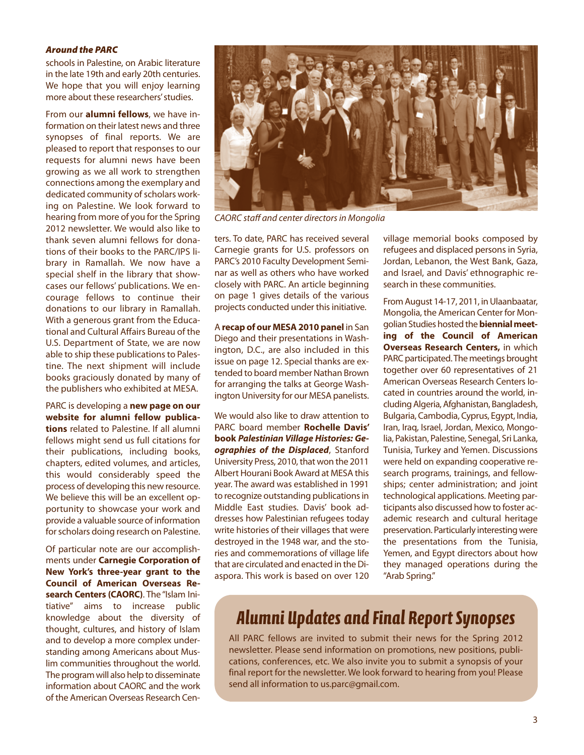*Around the PARC*

schools in Palestine, on Arabic literature in the late 19th and early 20th centuries. We hope that you will enjoy learning more about these researchers' studies.

From our **alumni fellows**, we have information on their latest news and three synopses of final reports. We are pleased to report that responses to our requests for alumni news have been growing as we all work to strengthen connections among the exemplary and dedicated community of scholars working on Palestine. We look forward to hearing from more of you for the Spring 2012 newsletter. We would also like to thank seven alumni fellows for donations of their books to the PARC/IPS library in Ramallah. We now have a special shelf in the library that showcases our fellows' publications. We encourage fellows to continue their donations to our library in Ramallah. With a generous grant from the Educational and Cultural Affairs Bureau of the U.S. Department of State, we are now able to ship these publications to Palestine. The next shipment will include books graciously donated by many of the publishers who exhibited at MESA.

PARC is developing a **new page on our website for alumni fellow publications** related to Palestine. If all alumni fellows might send us full citations for their publications, including books, chapters, edited volumes, and articles, this would considerably speed the process of developing this new resource. We believe this will be an excellent opportunity to showcase your work and provide a valuable source of information for scholars doing research on Palestine.

Of particular note are our accomplishments under **Carnegie Corporation of New York's three-year grant to the Council of American Overseas Research Centers (CAORC)**. The "Islam Initiative" aims to increase public knowledge about the diversity of thought, cultures, and history of Islam and to develop a more complex understanding among Americans about Muslim communities throughout the world. The program will also help to disseminate information about CAORC and the work of the American Overseas Research Centers. To date, PARC has received several Carnegie grants for U.S. professors on PARC's 2010 Faculty Development Seminar as well as others who have worked closely with PARC. An article beginning on page 1 gives details of the various projects conducted under this initiative.

*CAORC staff and center directors in Mongolia*

A **recap of our MESA 2010 panel** in San Diego and their presentations in Washington, D.C., are also included in this issue on page 12. Special thanks are extended to board member Nathan Brown for arranging the talks at George Washington University for our MESA panelists.

We would also like to draw attention to PARC board member **Rochelle Davis' book *Palestinian Village Histories: Geographies of the Displaced***, Stanford University Press, 2010, that won the 2011 Albert Hourani Book Award at MESA this year. The award was established in 1991 to recognize outstanding publications in Middle East studies. Davis' book addresses how Palestinian refugees today write histories of their villages that were destroyed in the 1948 war, and the stories and commemorations of village life that are circulated and enacted in the Diaspora. This work is based on over 120 village memorial books composed by refugees and displaced persons in Syria, Jordan, Lebanon, the West Bank, Gaza, and Israel, and Davis' ethnographic research in these communities.

From August 14-17, 2011, in Ulaanbaatar, Mongolia, the American Center for Mongolian Studies hosted the **biennial meeting of the Council of American Overseas Research Centers,** in which PARC participated. The meetings brought together over 60 representatives of 21 American Overseas Research Centers located in countries around the world, including Algeria, Afghanistan, Bangladesh, Bulgaria, Cambodia, Cyprus, Egypt, India, Iran, Iraq, Israel, Jordan, Mexico, Mongolia, Pakistan, Palestine, Senegal, Sri Lanka, Tunisia, Turkey and Yemen. Discussions were held on expanding cooperative research programs, trainings, and fellowships; center administration; and joint technological applications. Meeting participants also discussed how to foster academic research and cultural heritage preservation. Particularly interesting were the presentations from the Tunisia, Yemen, and Egypt directors about how they managed operations during the "Arab Spring."

## Alumni Updates and Final Report Synopses

All PARC fellows are invited to submit their news for the Spring 2012 newsletter. Please send information on promotions, new positions, publications, conferences, etc. We also invite you to submit a synopsis of your final report for the newsletter. We look forward to hearing from you! Please send all information to us.parc@gmail.com.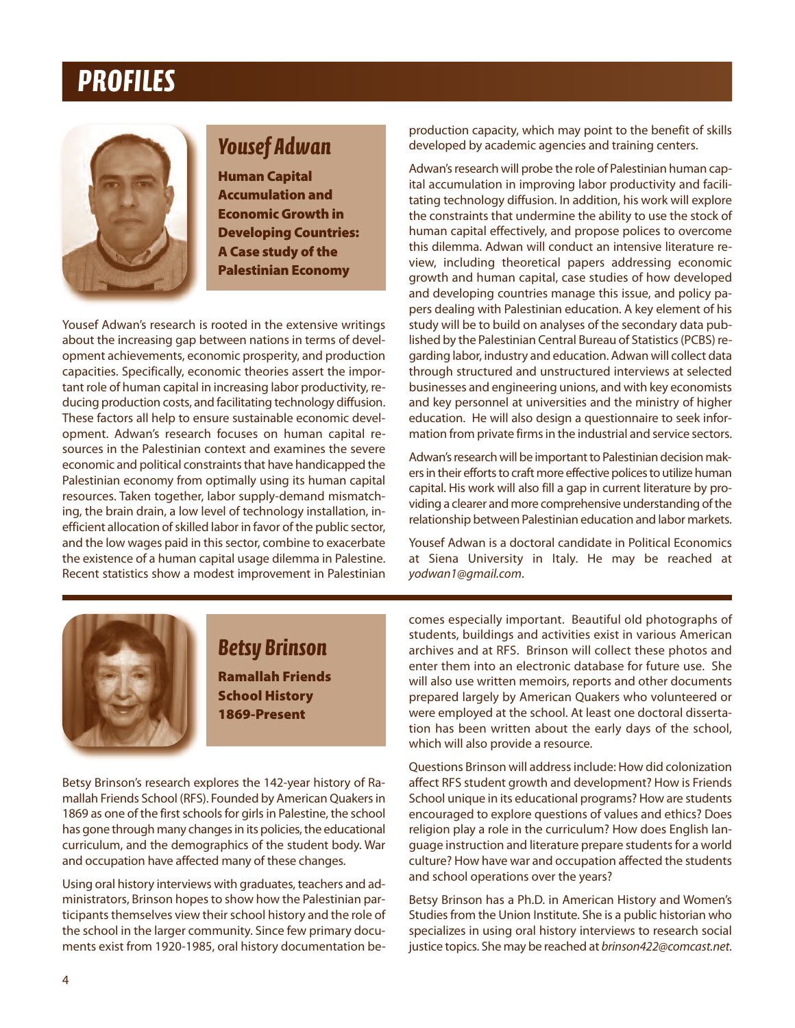# PROFILES

## Yousef Adwan

### Human Capital Accumulation and Economic Growth in Developing Countries: A Case study of the Palestinian Economy

Yousef Adwan's research is rooted in the extensive writings about the increasing gap between nations in terms of development achievements, economic prosperity, and production capacities. Specifically, economic theories assert the important role of human capital in increasing labor productivity, reducing production costs, and facilitating technology diffusion. These factors all help to ensure sustainable economic development. Adwan's research focuses on human capital resources in the Palestinian context and examines the severe economic and political constraints that have handicapped the Palestinian economy from optimally using its human capital resources. Taken together, labor supply-demand mismatching, the brain drain, a low level of technology installation, inefficient allocation of skilled labor in favor of the public sector, and the low wages paid in this sector, combine to exacerbate the existence of a human capital usage dilemma in Palestine. Recent statistics show a modest improvement in Palestinian production capacity, which may point to the benefit of skills developed by academic agencies and training centers.

Adwan's research will probe the role of Palestinian human capital accumulation in improving labor productivity and facilitating technology diffusion. In addition, his work will explore the constraints that undermine the ability to use the stock of human capital effectively, and propose polices to overcome this dilemma. Adwan will conduct an intensive literature review, including theoretical papers addressing economic growth and human capital, case studies of how developed and developing countries manage this issue, and policy papers dealing with Palestinian education. A key element of his study will be to build on analyses of the secondary data published by the Palestinian Central Bureau of Statistics (PCBS) regarding labor, industry and education. Adwan will collect data through structured and unstructured interviews at selected businesses and engineering unions, and with key economists and key personnel at universities and the ministry of higher education. He will also design a questionnaire to seek information from private firms in the industrial and service sectors.

Adwan's research will be important to Palestinian decision makers in their efforts to craft more effective polices to utilize human capital. His work will also fill a gap in current literature by providing a clearer and more comprehensive understanding of the relationship between Palestinian education and labor markets.

Yousef Adwan is a doctoral candidate in Political Economics at Siena University in Italy. He may be reached at *yodwan1@gmail.com*.

## Betsy Brinson

### Ramallah Friends School History 1869-Present

Betsy Brinson's research explores the 142-year history of Ramallah Friends School (RFS). Founded by American Quakers in 1869 as one of the first schools for girls in Palestine, the school has gone through many changes in its policies, the educational curriculum, and the demographics of the student body. War and occupation have affected many of these changes.

Using oral history interviews with graduates, teachers and administrators, Brinson hopes to show how the Palestinian participants themselves view their school history and the role of the school in the larger community. Since few primary documents exist from 1920-1985, oral history documentation becomes especially important. Beautiful old photographs of students, buildings and activities exist in various American archives and at RFS. Brinson will collect these photos and enter them into an electronic database for future use. She will also use written memoirs, reports and other documents prepared largely by American Quakers who volunteered or were employed at the school. At least one doctoral dissertation has been written about the early days of the school, which will also provide a resource.

Questions Brinson will address include: How did colonization affect RFS student growth and development? How is Friends School unique in its educational programs? How are students encouraged to explore questions of values and ethics? Does religion play a role in the curriculum? How does English language instruction and literature prepare students for a world culture? How have war and occupation affected the students and school operations over the years?

Betsy Brinson has a Ph.D. in American History and Women's Studies from the Union Institute. She is a public historian who specializes in using oral history interviews to research social justice topics. She may be reached at *brinson422@comcast.net*.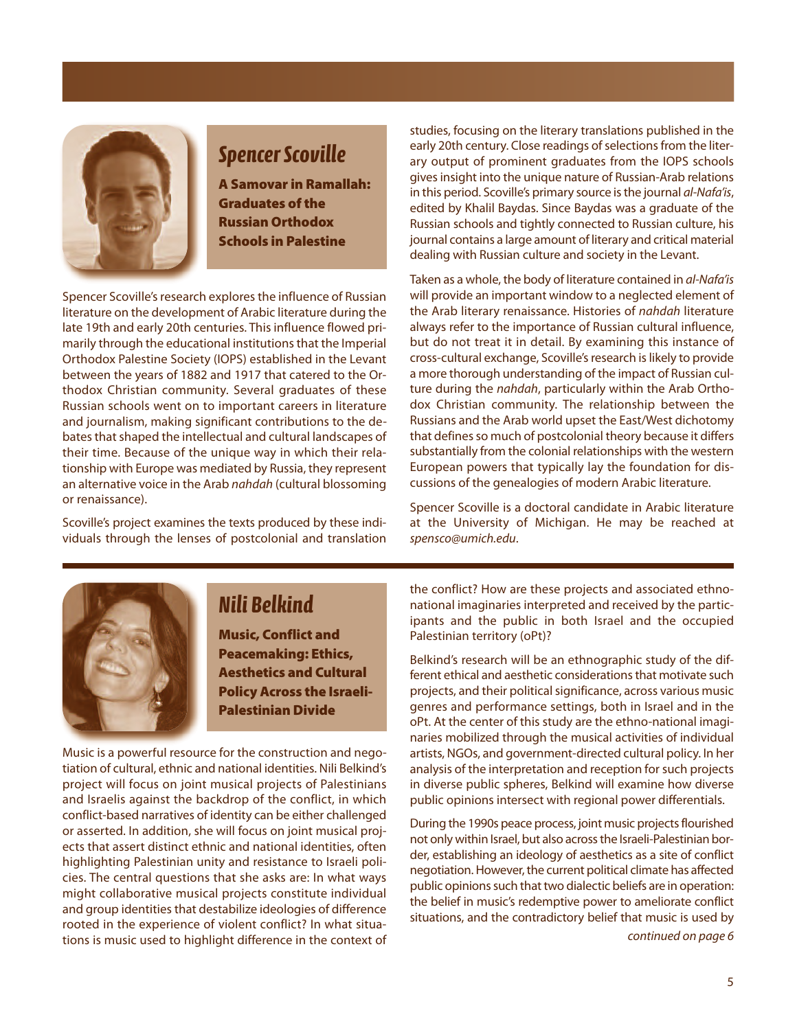## Spencer Scoville

### A Samovar in Ramallah: Graduates of the Russian Orthodox Schools in Palestine

Spencer Scoville's research explores the influence of Russian literature on the development of Arabic literature during the late 19th and early 20th centuries. This influence flowed primarily through the educational institutions that the Imperial Orthodox Palestine Society (IOPS) established in the Levant between the years of 1882 and 1917 that catered to the Orthodox Christian community. Several graduates of these Russian schools went on to important careers in literature and journalism, making significant contributions to the debates that shaped the intellectual and cultural landscapes of their time. Because of the unique way in which their relationship with Europe was mediated by Russia, they represent an alternative voice in the Arab *nahdah* (cultural blossoming or renaissance).

Scoville's project examines the texts produced by these individuals through the lenses of postcolonial and translation studies, focusing on the literary translations published in the early 20th century. Close readings of selections from the literary output of prominent graduates from the IOPS schools gives insight into the unique nature of Russian-Arab relations in this period. Scoville's primary source is the journal *al-Nafa'is*, edited by Khalil Baydas. Since Baydas was a graduate of the Russian schools and tightly connected to Russian culture, his journal contains a large amount of literary and critical material dealing with Russian culture and society in the Levant.

Taken as a whole, the body of literature contained in *al-Nafa'is* will provide an important window to a neglected element of the Arab literary renaissance. Histories of *nahdah* literature always refer to the importance of Russian cultural influence, but do not treat it in detail. By examining this instance of cross-cultural exchange, Scoville's research is likely to provide a more thorough understanding of the impact of Russian culture during the *nahdah*, particularly within the Arab Orthodox Christian community. The relationship between the Russians and the Arab world upset the East/West dichotomy that defines so much of postcolonial theory because it differs substantially from the colonial relationships with the western European powers that typically lay the foundation for discussions of the genealogies of modern Arabic literature.

Spencer Scoville is a doctoral candidate in Arabic literature at the University of Michigan. He may be reached at *spensco@umich.edu*.

## Nili Belkind

### Music, Conflict and Peacemaking: Ethics, Aesthetics and Cultural Policy Across the Israeli-Palestinian Divide

Music is a powerful resource for the construction and negotiation of cultural, ethnic and national identities. Nili Belkind's project will focus on joint musical projects of Palestinians and Israelis against the backdrop of the conflict, in which conflict-based narratives of identity can be either challenged or asserted. In addition, she will focus on joint musical projects that assert distinct ethnic and national identities, often highlighting Palestinian unity and resistance to Israeli policies. The central questions that she asks are: In what ways might collaborative musical projects constitute individual and group identities that destabilize ideologies of difference rooted in the experience of violent conflict? In what situations is music used to highlight difference in the context of the conflict? How are these projects and associated ethno-national imaginaries interpreted and received by the participants and the public in both Israel and the occupied Palestinian territory (oPt)?

Belkind's research will be an ethnographic study of the different ethical and aesthetic considerations that motivate such projects, and their political significance, across various music genres and performance settings, both in Israel and in the oPt. At the center of this study are the ethno-national imaginaries mobilized through the musical activities of individual artists, NGOs, and government-directed cultural policy. In her analysis of the interpretation and reception for such projects in diverse public spheres, Belkind will examine how diverse public opinions intersect with regional power differentials.

During the 1990s peace process, joint music projects flourished not only within Israel, but also across the Israeli-Palestinian border, establishing an ideology of aesthetics as a site of conflict negotiation. However, the current political climate has affected public opinions such that two dialectic beliefs are in operation: the belief in music's redemptive power to ameliorate conflict situations, and the contradictory belief that music is used by

*continued on page 6*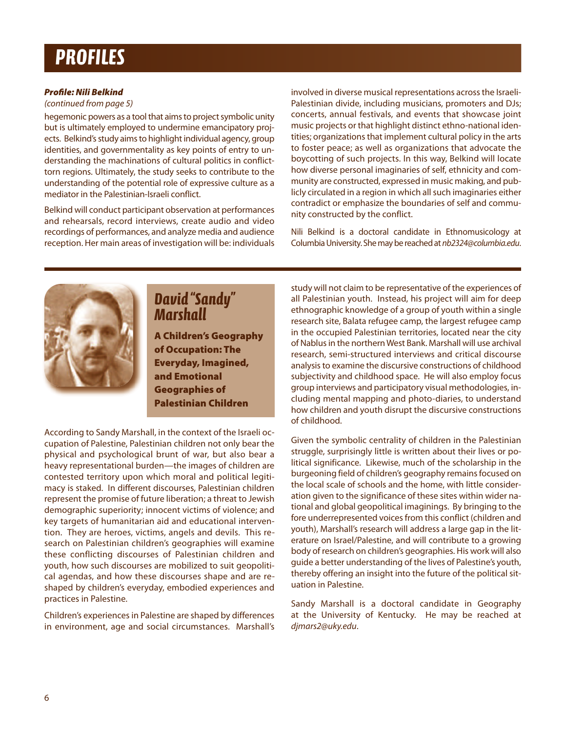# PROFILES

***Profile: Nili Belkind***

*(continued from page 5)*

hegemonic powers as a tool that aims to project symbolic unity but is ultimately employed to undermine emancipatory projects. Belkind's study aims to highlight individual agency, group identities, and governmentality as key points of entry to understanding the machinations of cultural politics in conflict-torn regions. Ultimately, the study seeks to contribute to the understanding of the potential role of expressive culture as a mediator in the Palestinian-Israeli conflict.

Belkind will conduct participant observation at performances and rehearsals, record interviews, create audio and video recordings of performances, and analyze media and audience reception. Her main areas of investigation will be: individuals involved in diverse musical representations across the Israeli-Palestinian divide, including musicians, promoters and DJs; concerts, annual festivals, and events that showcase joint music projects or that highlight distinct ethno-national identities; organizations that implement cultural policy in the arts to foster peace; as well as organizations that advocate the boycotting of such projects. In this way, Belkind will locate how diverse personal imaginaries of self, ethnicity and community are constructed, expressed in music making, and publicly circulated in a region in which all such imaginaries either contradict or emphasize the boundaries of self and community constructed by the conflict.

Nili Belkind is a doctoral candidate in Ethnomusicology at Columbia University. She may be reached at *nb2324@columbia.edu*.

---

## *David "Sandy" Marshall*

**A Children's Geography of Occupation: The Everyday, Imagined, and Emotional Geographies of Palestinian Children**

According to Sandy Marshall, in the context of the Israeli occupation of Palestine, Palestinian children not only bear the physical and psychological brunt of war, but also bear a heavy representational burden—the images of children are contested territory upon which moral and political legitimacy is staked. In different discourses, Palestinian children represent the promise of future liberation; a threat to Jewish demographic superiority; innocent victims of violence; and key targets of humanitarian aid and educational intervention. They are heroes, victims, angels and devils. This research on Palestinian children's geographies will examine these conflicting discourses of Palestinian children and youth, how such discourses are mobilized to suit geopolitical agendas, and how these discourses shape and are reshaped by children's everyday, embodied experiences and practices in Palestine.

Children's experiences in Palestine are shaped by differences in environment, age and social circumstances. Marshall's study will not claim to be representative of the experiences of all Palestinian youth. Instead, his project will aim for deep ethnographic knowledge of a group of youth within a single research site, Balata refugee camp, the largest refugee camp in the occupied Palestinian territories, located near the city of Nablus in the northern West Bank. Marshall will use archival research, semi-structured interviews and critical discourse analysis to examine the discursive constructions of childhood subjectivity and childhood space. He will also employ focus group interviews and participatory visual methodologies, including mental mapping and photo-diaries, to understand how children and youth disrupt the discursive constructions of childhood.

Given the symbolic centrality of children in the Palestinian struggle, surprisingly little is written about their lives or political significance. Likewise, much of the scholarship in the burgeoning field of children's geography remains focused on the local scale of schools and the home, with little consideration given to the significance of these sites within wider national and global geopolitical imaginings. By bringing to the fore underrepresented voices from this conflict (children and youth), Marshall's research will address a large gap in the literature on Israel/Palestine, and will contribute to a growing body of research on children's geographies. His work will also guide a better understanding of the lives of Palestine's youth, thereby offering an insight into the future of the political situation in Palestine.

Sandy Marshall is a doctoral candidate in Geography at the University of Kentucky. He may be reached at *djmars2@uky.edu*.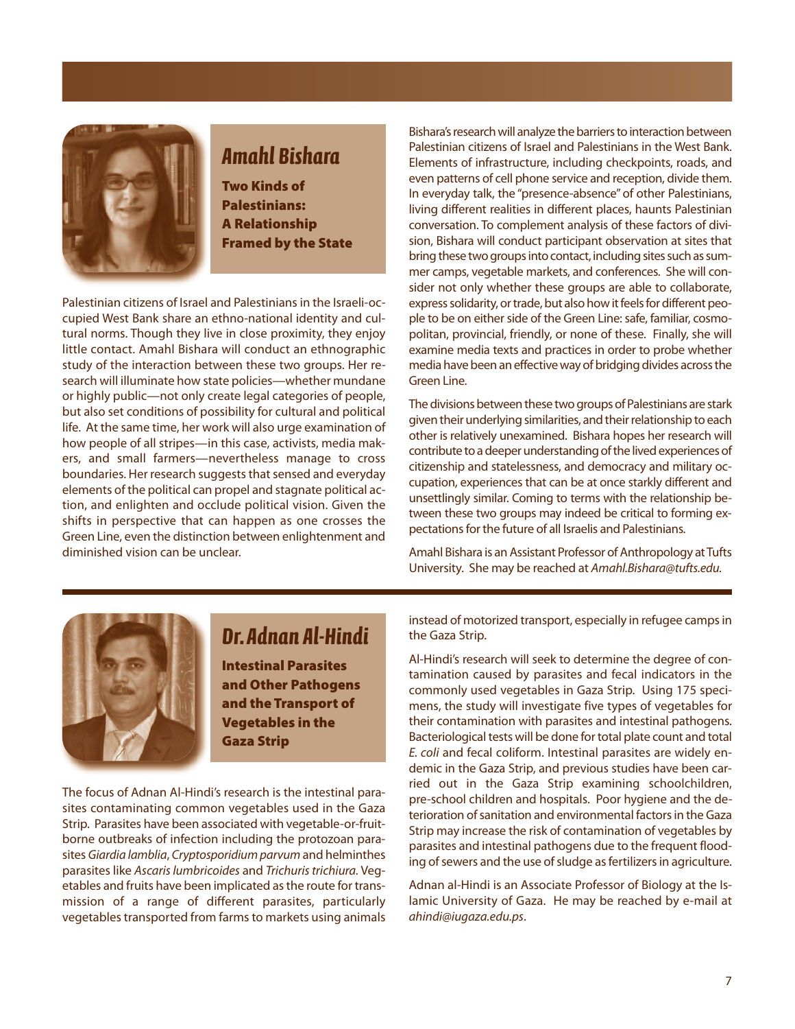## Amahl Bishara

### Two Kinds of Palestinians: A Relationship Framed by the State

Palestinian citizens of Israel and Palestinians in the Israeli-occupied West Bank share an ethno-national identity and cultural norms. Though they live in close proximity, they enjoy little contact. Amahl Bishara will conduct an ethnographic study of the interaction between these two groups. Her research will illuminate how state policies—whether mundane or highly public—not only create legal categories of people, but also set conditions of possibility for cultural and political life. At the same time, her work will also urge examination of how people of all stripes—in this case, activists, media makers, and small farmers—nevertheless manage to cross boundaries. Her research suggests that sensed and everyday elements of the political can propel and stagnate political action, and enlighten and occlude political vision. Given the shifts in perspective that can happen as one crosses the Green Line, even the distinction between enlightenment and diminished vision can be unclear.

Bishara's research will analyze the barriers to interaction between Palestinian citizens of Israel and Palestinians in the West Bank. Elements of infrastructure, including checkpoints, roads, and even patterns of cell phone service and reception, divide them. In everyday talk, the "presence-absence" of other Palestinians, living different realities in different places, haunts Palestinian conversation. To complement analysis of these factors of division, Bishara will conduct participant observation at sites that bring these two groups into contact, including sites such as summer camps, vegetable markets, and conferences. She will consider not only whether these groups are able to collaborate, express solidarity, or trade, but also how it feels for different people to be on either side of the Green Line: safe, familiar, cosmopolitan, provincial, friendly, or none of these. Finally, she will examine media texts and practices in order to probe whether media have been an effective way of bridging divides across the Green Line.

The divisions between these two groups of Palestinians are stark given their underlying similarities, and their relationship to each other is relatively unexamined. Bishara hopes her research will contribute to a deeper understanding of the lived experiences of citizenship and statelessness, and democracy and military occupation, experiences that can be at once starkly different and unsettlingly similar. Coming to terms with the relationship between these two groups may indeed be critical to forming expectations for the future of all Israelis and Palestinians.

Amahl Bishara is an Assistant Professor of Anthropology at Tufts University. She may be reached at *Amahl.Bishara@tufts.edu.*

## Dr. Adnan Al-Hindi

### Intestinal Parasites and Other Pathogens and the Transport of Vegetables in the Gaza Strip

The focus of Adnan Al-Hindi's research is the intestinal parasites contaminating common vegetables used in the Gaza Strip. Parasites have been associated with vegetable-or-fruit-borne outbreaks of infection including the protozoan parasites *Giardia lamblia*, *Cryptosporidium parvum* and helminthes parasites like *Ascaris lumbricoides* and *Trichuris trichiura.* Vegetables and fruits have been implicated as the route for transmission of a range of different parasites, particularly vegetables transported from farms to markets using animals instead of motorized transport, especially in refugee camps in the Gaza Strip.

Al-Hindi's research will seek to determine the degree of contamination caused by parasites and fecal indicators in the commonly used vegetables in Gaza Strip. Using 175 specimens, the study will investigate five types of vegetables for their contamination with parasites and intestinal pathogens. Bacteriological tests will be done for total plate count and total *E. coli* and fecal coliform. Intestinal parasites are widely endemic in the Gaza Strip, and previous studies have been carried out in the Gaza Strip examining schoolchildren, pre-school children and hospitals. Poor hygiene and the deterioration of sanitation and environmental factors in the Gaza Strip may increase the risk of contamination of vegetables by parasites and intestinal pathogens due to the frequent flooding of sewers and the use of sludge as fertilizers in agriculture.

Adnan al-Hindi is an Associate Professor of Biology at the Islamic University of Gaza. He may be reached by e-mail at *ahindi@iugaza.edu.ps*.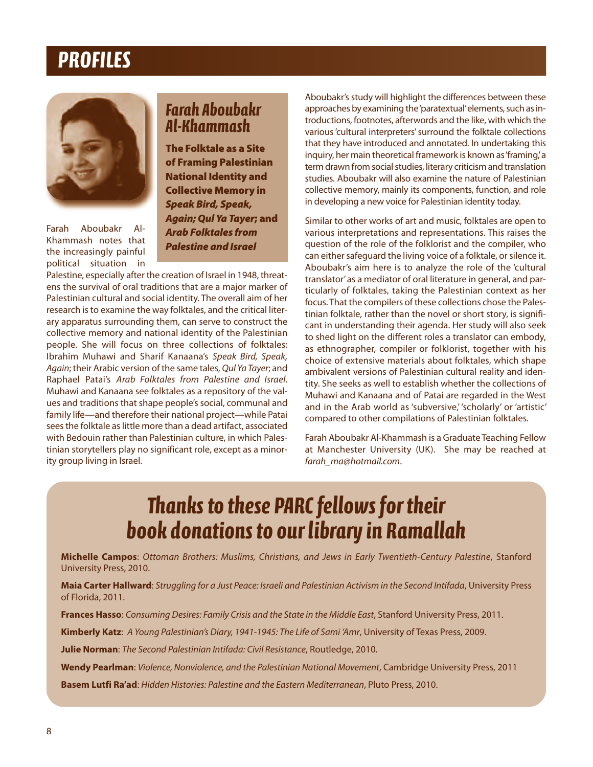# PROFILES

## Farah Aboubakr Al-Khammash

### The Folktale as a Site of Framing Palestinian National Identity and Collective Memory in *Speak Bird, Speak, Again; Qul Ya Tayer;* and *Arab Folktales from Palestine and Israel*

Farah Aboubakr Al-Khammash notes that the increasingly painful political situation in Palestine, especially after the creation of Israel in 1948, threatens the survival of oral traditions that are a major marker of Palestinian cultural and social identity. The overall aim of her research is to examine the way folktales, and the critical literary apparatus surrounding them, can serve to construct the collective memory and national identity of the Palestinian people. She will focus on three collections of folktales: Ibrahim Muhawi and Sharif Kanaana's *Speak Bird, Speak, Again*; their Arabic version of the same tales, *Qul Ya Tayer*; and Raphael Patai's *Arab Folktales from Palestine and Israel*. Muhawi and Kanaana see folktales as a repository of the values and traditions that shape people's social, communal and family life—and therefore their national project—while Patai sees the folktale as little more than a dead artifact, associated with Bedouin rather than Palestinian culture, in which Palestinian storytellers play no significant role, except as a minority group living in Israel.

Aboubakr's study will highlight the differences between these approaches by examining the 'paratextual' elements, such as introductions, footnotes, afterwords and the like, with which the various 'cultural interpreters' surround the folktale collections that they have introduced and annotated. In undertaking this inquiry, her main theoretical framework is known as 'framing,' a term drawn from social studies, literary criticism and translation studies. Aboubakr will also examine the nature of Palestinian collective memory, mainly its components, function, and role in developing a new voice for Palestinian identity today.

Similar to other works of art and music, folktales are open to various interpretations and representations. This raises the question of the role of the folklorist and the compiler, who can either safeguard the living voice of a folktale, or silence it. Aboubakr's aim here is to analyze the role of the 'cultural translator' as a mediator of oral literature in general, and particularly of folktales, taking the Palestinian context as her focus. That the compilers of these collections chose the Palestinian folktale, rather than the novel or short story, is significant in understanding their agenda. Her study will also seek to shed light on the different roles a translator can embody, as ethnographer, compiler or folklorist, together with his choice of extensive materials about folktales, which shape ambivalent versions of Palestinian cultural reality and identity. She seeks as well to establish whether the collections of Muhawi and Kanaana and of Patai are regarded in the West and in the Arab world as 'subversive,' 'scholarly' or 'artistic' compared to other compilations of Palestinian folktales.

Farah Aboubakr Al-Khammash is a Graduate Teaching Fellow at Manchester University (UK). She may be reached at *farah_ma@hotmail.com*.

## Thanks to these PARC fellows for their book donations to our library in Ramallah

**Michelle Campos**: *Ottoman Brothers: Muslims, Christians, and Jews in Early Twentieth-Century Palestine*, Stanford University Press, 2010.

**Maia Carter Hallward**: *Struggling for a Just Peace: Israeli and Palestinian Activism in the Second Intifada*, University Press of Florida, 2011.

**Frances Hasso**: *Consuming Desires: Family Crisis and the State in the Middle East*, Stanford University Press, 2011.

**Kimberly Katz**: *A Young Palestinian's Diary, 1941-1945: The Life of Sami 'Amr*, University of Texas Press, 2009.

**Julie Norman**: *The Second Palestinian Intifada: Civil Resistance*, Routledge, 2010.

**Wendy Pearlman**: *Violence, Nonviolence, and the Palestinian National Movement*, Cambridge University Press, 2011

**Basem Lutfi Ra'ad**: *Hidden Histories: Palestine and the Eastern Mediterranean*, Pluto Press, 2010.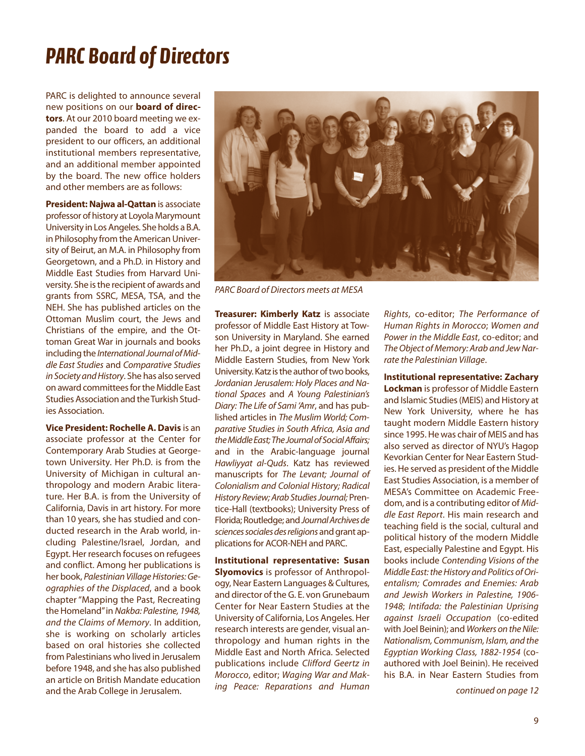# PARC Board of Directors

PARC is delighted to announce several new positions on our **board of directors**. At our 2010 board meeting we expanded the board to add a vice president to our officers, an additional institutional members representative, and an additional member appointed by the board. The new office holders and other members are as follows:

**President: Najwa al-Qattan** is associate professor of history at Loyola Marymount University in Los Angeles. She holds a B.A. in Philosophy from the American University of Beirut, an M.A. in Philosophy from Georgetown, and a Ph.D. in History and Middle East Studies from Harvard University. She is the recipient of awards and grants from SSRC, MESA, TSA, and the NEH. She has published articles on the Ottoman Muslim court, the Jews and Christians of the empire, and the Ottoman Great War in journals and books including the *International Journal of Middle East Studies* and *Comparative Studies in Society and History*. She has also served on award committees for the Middle East Studies Association and the Turkish Studies Association.

**Vice President: Rochelle A. Davis** is an associate professor at the Center for Contemporary Arab Studies at Georgetown University. Her Ph.D. is from the University of Michigan in cultural anthropology and modern Arabic literature. Her B.A. is from the University of California, Davis in art history. For more than 10 years, she has studied and conducted research in the Arab world, including Palestine/Israel, Jordan, and Egypt. Her research focuses on refugees and conflict. Among her publications is her book, *Palestinian Village Histories: Geographies of the Displaced*, and a book chapter "Mapping the Past, Recreating the Homeland" in *Nakba: Palestine, 1948, and the Claims of Memory*. In addition, she is working on scholarly articles based on oral histories she collected from Palestinians who lived in Jerusalem before 1948, and she has also published an article on British Mandate education and the Arab College in Jerusalem.

*PARC Board of Directors meets at MESA*

**Treasurer: Kimberly Katz** is associate professor of Middle East History at Towson University in Maryland. She earned her Ph.D., a joint degree in History and Middle Eastern Studies, from New York University. Katz is the author of two books, *Jordanian Jerusalem: Holy Places and National Spaces* and *A Young Palestinian's Diary: The Life of Sami 'Amr*, and has published articles in *The Muslim World; Comparative Studies in South Africa, Asia and the Middle East; The Journal of Social Affairs;* and in the Arabic-language journal *Hawliyyat al-Quds*. Katz has reviewed manuscripts for *The Levant; Journal of Colonialism and Colonial History; Radical History Review; Arab Studies Journal;* Prentice-Hall (textbooks); University Press of Florida; Routledge; and *Journal Archives de sciences sociales des religions* and grant applications for ACOR-NEH and PARC.

**Institutional representative: Susan Slyomovics** is professor of Anthropology, Near Eastern Languages & Cultures, and director of the G. E. von Grunebaum Center for Near Eastern Studies at the University of California, Los Angeles. Her research interests are gender, visual anthropology and human rights in the Middle East and North Africa. Selected publications include *Clifford Geertz in Morocco*, editor; *Waging War and Making Peace: Reparations and Human Rights*, co-editor; *The Performance of Human Rights in Morocco*; *Women and Power in the Middle East*, co-editor; and *The Object of Memory: Arab and Jew Narrate the Palestinian Village*.

**Institutional representative: Zachary Lockman** is professor of Middle Eastern and Islamic Studies (MEIS) and History at New York University, where he has taught modern Middle Eastern history since 1995. He was chair of MEIS and has also served as director of NYU's Hagop Kevorkian Center for Near Eastern Studies. He served as president of the Middle East Studies Association, is a member of MESA's Committee on Academic Freedom, and is a contributing editor of *Middle East Report*. His main research and teaching field is the social, cultural and political history of the modern Middle East, especially Palestine and Egypt. His books include *Contending Visions of the Middle East: the History and Politics of Orientalism; Comrades and Enemies: Arab and Jewish Workers in Palestine, 1906-1948*; *Intifada: the Palestinian Uprising against Israeli Occupation* (co-edited with Joel Beinin); and *Workers on the Nile: Nationalism, Communism, Islam, and the Egyptian Working Class, 1882-1954* (co-authored with Joel Beinin). He received his B.A. in Near Eastern Studies from

*continued on page 12*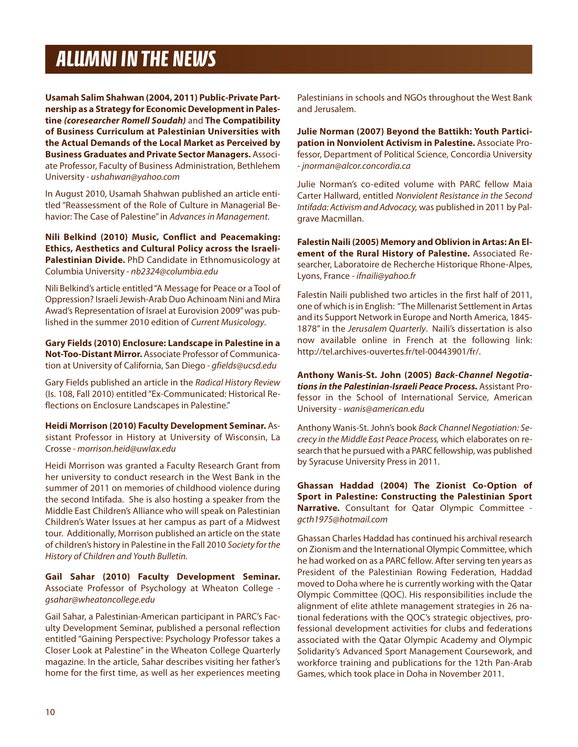# ALUMNI IN THE NEWS

**Usamah Salim Shahwan (2004, 2011) Public-Private Partnership as a Strategy for Economic Development in Palestine *(coresearcher Romell Soudah)* and The Compatibility of Business Curriculum at Palestinian Universities with the Actual Demands of the Local Market as Perceived by Business Graduates and Private Sector Managers.** Associate Professor, Faculty of Business Administration, Bethlehem University - *ushahwan@yahoo.com*

In August 2010, Usamah Shahwan published an article entitled "Reassessment of the Role of Culture in Managerial Behavior: The Case of Palestine" in *Advances in Management*.

**Nili Belkind (2010) Music, Conflict and Peacemaking: Ethics, Aesthetics and Cultural Policy across the Israeli-Palestinian Divide.** PhD Candidate in Ethnomusicology at Columbia University - *nb2324@columbia.edu*

Nili Belkind's article entitled "A Message for Peace or a Tool of Oppression? Israeli Jewish-Arab Duo Achinoam Nini and Mira Awad's Representation of Israel at Eurovision 2009" was published in the summer 2010 edition of *Current Musicology*.

**Gary Fields (2010) Enclosure: Landscape in Palestine in a Not-Too-Distant Mirror.** Associate Professor of Communication at University of California, San Diego - *gfields@ucsd.edu*

Gary Fields published an article in the *Radical History Review* (Is. 108, Fall 2010) entitled "Ex-Communicated: Historical Reflections on Enclosure Landscapes in Palestine."

**Heidi Morrison (2010) Faculty Development Seminar.** Assistant Professor in History at University of Wisconsin, La Crosse - *morrison.heid@uwlax.edu*

Heidi Morrison was granted a Faculty Research Grant from her university to conduct research in the West Bank in the summer of 2011 on memories of childhood violence during the second Intifada. She is also hosting a speaker from the Middle East Children's Alliance who will speak on Palestinian Children's Water Issues at her campus as part of a Midwest tour. Additionally, Morrison published an article on the state of children's history in Palestine in the Fall 2010 *Society for the History of Children and Youth Bulletin.*

**Gail Sahar (2010) Faculty Development Seminar.** Associate Professor of Psychology at Wheaton College - *gsahar@wheatoncollege.edu*

Gail Sahar, a Palestinian-American participant in PARC's Faculty Development Seminar, published a personal reflection entitled "Gaining Perspective: Psychology Professor takes a Closer Look at Palestine" in the Wheaton College Quarterly magazine. In the article, Sahar describes visiting her father's home for the first time, as well as her experiences meeting Palestinians in schools and NGOs throughout the West Bank and Jerusalem.

**Julie Norman (2007) Beyond the Battikh: Youth Participation in Nonviolent Activism in Palestine.** Associate Professor, Department of Political Science, Concordia University - *jnorman@alcor.concordia.ca*

Julie Norman's co-edited volume with PARC fellow Maia Carter Hallward, entitled *Nonviolent Resistance in the Second Intifada: Activism and Advocacy,* was published in 2011 by Palgrave Macmillan.

**Falestin Naili (2005) Memory and Oblivion in Artas: An Element of the Rural History of Palestine.** Associated Researcher, Laboratoire de Recherche Historique Rhone-Alpes, Lyons, France - *ifnaili@yahoo.fr*

Falestin Naili published two articles in the first half of 2011, one of which is in English: "The Millenarist Settlement in Artas and its Support Network in Europe and North America, 1845-1878" in the *Jerusalem Quarterly*. Naili's dissertation is also now available online in French at the following link: http://tel.archives-ouvertes.fr/tel-00443901/fr/.

**Anthony Wanis-St. John (2005) *Back-Channel Negotiations in the Palestinian-Israeli Peace Process.*** Assistant Professor in the School of International Service, American University - *wanis@american.edu*

Anthony Wanis-St. John's book *Back Channel Negotiation: Secrecy in the Middle East Peace Process,* which elaborates on research that he pursued with a PARC fellowship, was published by Syracuse University Press in 2011.

**Ghassan Haddad (2004) The Zionist Co-Option of Sport in Palestine: Constructing the Palestinian Sport Narrative.** Consultant for Qatar Olympic Committee - *gcth1975@hotmail.com*

Ghassan Charles Haddad has continued his archival research on Zionism and the International Olympic Committee, which he had worked on as a PARC fellow. After serving ten years as President of the Palestinian Rowing Federation, Haddad moved to Doha where he is currently working with the Qatar Olympic Committee (QOC). His responsibilities include the alignment of elite athlete management strategies in 26 national federations with the QOC's strategic objectives, professional development activities for clubs and federations associated with the Qatar Olympic Academy and Olympic Solidarity's Advanced Sport Management Coursework, and workforce training and publications for the 12th Pan-Arab Games, which took place in Doha in November 2011.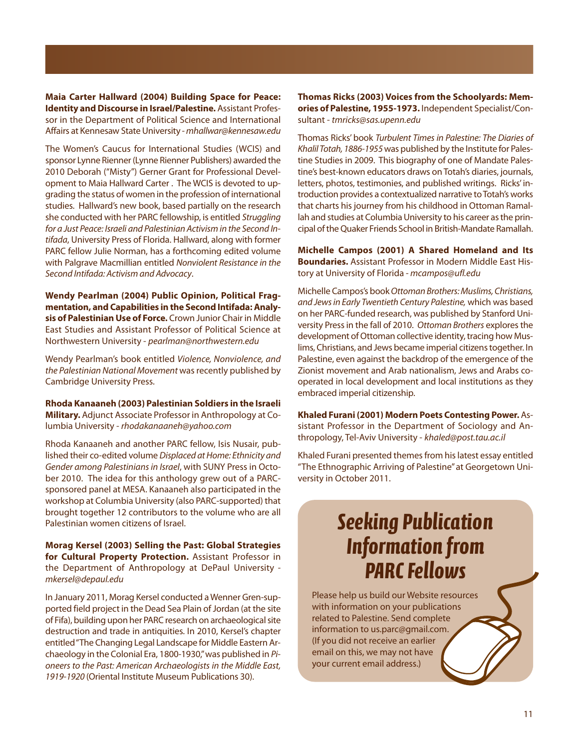**Maia Carter Hallward (2004) Building Space for Peace: Identity and Discourse in Israel/Palestine.** Assistant Professor in the Department of Political Science and International Affairs at Kennesaw State University - *mhallwar@kennesaw.edu*

The Women's Caucus for International Studies (WCIS) and sponsor Lynne Rienner (Lynne Rienner Publishers) awarded the 2010 Deborah ("Misty") Gerner Grant for Professional Development to Maia Hallward Carter . The WCIS is devoted to upgrading the status of women in the profession of international studies. Hallward's new book, based partially on the research she conducted with her PARC fellowship, is entitled *Struggling for a Just Peace: Israeli and Palestinian Activism in the Second Intifada*, University Press of Florida. Hallward, along with former PARC fellow Julie Norman, has a forthcoming edited volume with Palgrave Macmillian entitled *Nonviolent Resistance in the Second Intifada: Activism and Advocacy*.

**Wendy Pearlman (2004) Public Opinion, Political Fragmentation, and Capabilities in the Second Intifada: Analysis of Palestinian Use of Force.** Crown Junior Chair in Middle East Studies and Assistant Professor of Political Science at Northwestern University - *pearlman@northwestern.edu*

Wendy Pearlman's book entitled *Violence, Nonviolence, and the Palestinian National Movement* was recently published by Cambridge University Press.

**Rhoda Kanaaneh (2003) Palestinian Soldiers in the Israeli Military.** Adjunct Associate Professor in Anthropology at Columbia University - *rhodakanaaneh@yahoo.com*

Rhoda Kanaaneh and another PARC fellow, Isis Nusair, published their co-edited volume *Displaced at Home: Ethnicity and Gender among Palestinians in Israel*, with SUNY Press in October 2010. The idea for this anthology grew out of a PARC-sponsored panel at MESA. Kanaaneh also participated in the workshop at Columbia University (also PARC-supported) that brought together 12 contributors to the volume who are all Palestinian women citizens of Israel.

**Morag Kersel (2003) Selling the Past: Global Strategies for Cultural Property Protection.** Assistant Professor in the Department of Anthropology at DePaul University - *mkersel@depaul.edu*

In January 2011, Morag Kersel conducted a Wenner Gren-supported field project in the Dead Sea Plain of Jordan (at the site of Fifa), building upon her PARC research on archaeological site destruction and trade in antiquities. In 2010, Kersel's chapter entitled "The Changing Legal Landscape for Middle Eastern Archaeology in the Colonial Era, 1800-1930," was published in *Pioneers to the Past: American Archaeologists in the Middle East, 1919-1920* (Oriental Institute Museum Publications 30).

**Thomas Ricks (2003) Voices from the Schoolyards: Memories of Palestine, 1955-1973.** Independent Specialist/Consultant - *tmricks@sas.upenn.edu*

Thomas Ricks' book *Turbulent Times in Palestine: The Diaries of Khalil Totah, 1886-1955* was published by the Institute for Palestine Studies in 2009. This biography of one of Mandate Palestine's best-known educators draws on Totah's diaries, journals, letters, photos, testimonies, and published writings. Ricks' introduction provides a contextualized narrative to Totah's works that charts his journey from his childhood in Ottoman Ramallah and studies at Columbia University to his career as the principal of the Quaker Friends School in British-Mandate Ramallah.

**Michelle Campos (2001) A Shared Homeland and Its Boundaries.** Assistant Professor in Modern Middle East History at University of Florida - *mcampos@ufl.edu*

Michelle Campos's book *Ottoman Brothers: Muslims, Christians, and Jews in Early Twentieth Century Palestine,* which was based on her PARC-funded research, was published by Stanford University Press in the fall of 2010. *Ottoman Brothers* explores the development of Ottoman collective identity, tracing how Muslims, Christians, and Jews became imperial citizens together. In Palestine, even against the backdrop of the emergence of the Zionist movement and Arab nationalism, Jews and Arabs cooperated in local development and local institutions as they embraced imperial citizenship.

**Khaled Furani (2001) Modern Poets Contesting Power.** Assistant Professor in the Department of Sociology and Anthropology, Tel-Aviv University - *khaled@post.tau.ac.il*

Khaled Furani presented themes from his latest essay entitled "The Ethnographic Arriving of Palestine" at Georgetown University in October 2011.

## Seeking Publication Information from PARC Fellows

Please help us build our Website resources with information on your publications related to Palestine. Send complete information to us.parc@gmail.com. (If you did not receive an earlier email on this, we may not have your current email address.)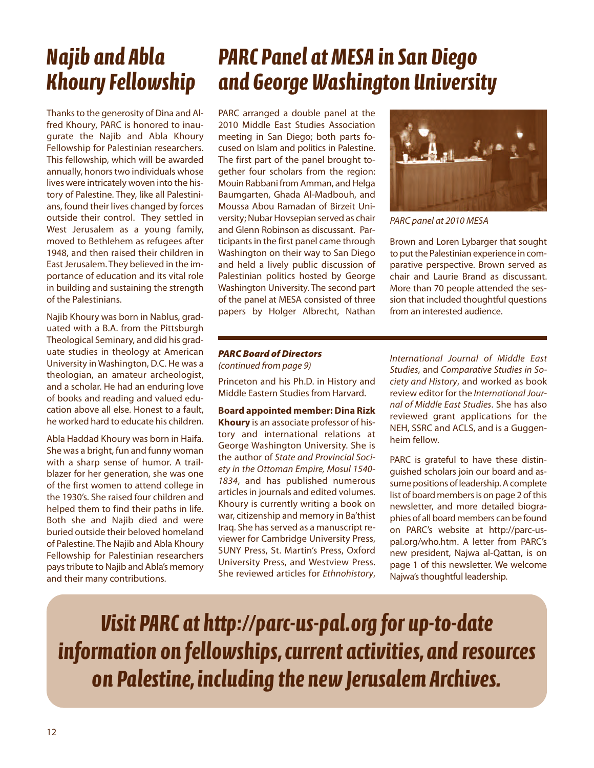# Najib and Abla Khoury Fellowship

Thanks to the generosity of Dina and Alfred Khoury, PARC is honored to inaugurate the Najib and Abla Khoury Fellowship for Palestinian researchers. This fellowship, which will be awarded annually, honors two individuals whose lives were intricately woven into the history of Palestine. They, like all Palestinians, found their lives changed by forces outside their control. They settled in West Jerusalem as a young family, moved to Bethlehem as refugees after 1948, and then raised their children in East Jerusalem. They believed in the importance of education and its vital role in building and sustaining the strength of the Palestinians.

Najib Khoury was born in Nablus, graduated with a B.A. from the Pittsburgh Theological Seminary, and did his graduate studies in theology at American University in Washington, D.C. He was a theologian, an amateur archeologist, and a scholar. He had an enduring love of books and reading and valued education above all else. Honest to a fault, he worked hard to educate his children.

Abla Haddad Khoury was born in Haifa. She was a bright, fun and funny woman with a sharp sense of humor. A trailblazer for her generation, she was one of the first women to attend college in the 1930's. She raised four children and helped them to find their paths in life. Both she and Najib died and were buried outside their beloved homeland of Palestine. The Najib and Abla Khoury Fellowship for Palestinian researchers pays tribute to Najib and Abla's memory and their many contributions.

# PARC Panel at MESA in San Diego and George Washington University

PARC arranged a double panel at the 2010 Middle East Studies Association meeting in San Diego; both parts focused on Islam and politics in Palestine. The first part of the panel brought together four scholars from the region: Mouin Rabbani from Amman, and Helga Baumgarten, Ghada Al-Madbouh, and Moussa Abou Ramadan of Birzeit University; Nubar Hovsepian served as chair and Glenn Robinson as discussant. Participants in the first panel came through Washington on their way to San Diego and held a lively public discussion of Palestinian politics hosted by George Washington University. The second part of the panel at MESA consisted of three papers by Holger Albrecht, Nathan Brown and Loren Lybarger that sought to put the Palestinian experience in comparative perspective. Brown served as chair and Laurie Brand as discussant. More than 70 people attended the session that included thoughtful questions from an interested audience.

*PARC panel at 2010 MESA*

***PARC Board of Directors***
*(continued from page 9)*

Princeton and his Ph.D. in History and Middle Eastern Studies from Harvard.

**Board appointed member: Dina Rizk Khoury** is an associate professor of history and international relations at George Washington University. She is the author of *State and Provincial Society in the Ottoman Empire, Mosul 1540-1834*, and has published numerous articles in journals and edited volumes. Khoury is currently writing a book on war, citizenship and memory in Ba'thist Iraq. She has served as a manuscript reviewer for Cambridge University Press, SUNY Press, St. Martin's Press, Oxford University Press, and Westview Press. She reviewed articles for *Ethnohistory*, *International Journal of Middle East Studies*, and *Comparative Studies in Society and History*, and worked as book review editor for the *International Journal of Middle East Studies*. She has also reviewed grant applications for the NEH, SSRC and ACLS, and is a Guggenheim fellow.

PARC is grateful to have these distinguished scholars join our board and assume positions of leadership. A complete list of board members is on page 2 of this newsletter, and more detailed biographies of all board members can be found on PARC's website at http://parc-us-pal.org/who.htm. A letter from PARC's new president, Najwa al-Qattan, is on page 1 of this newsletter. We welcome Najwa's thoughtful leadership.

***Visit PARC at http://parc-us-pal.org for up-to-date information on fellowships, current activities, and resources on Palestine, including the new Jerusalem Archives.***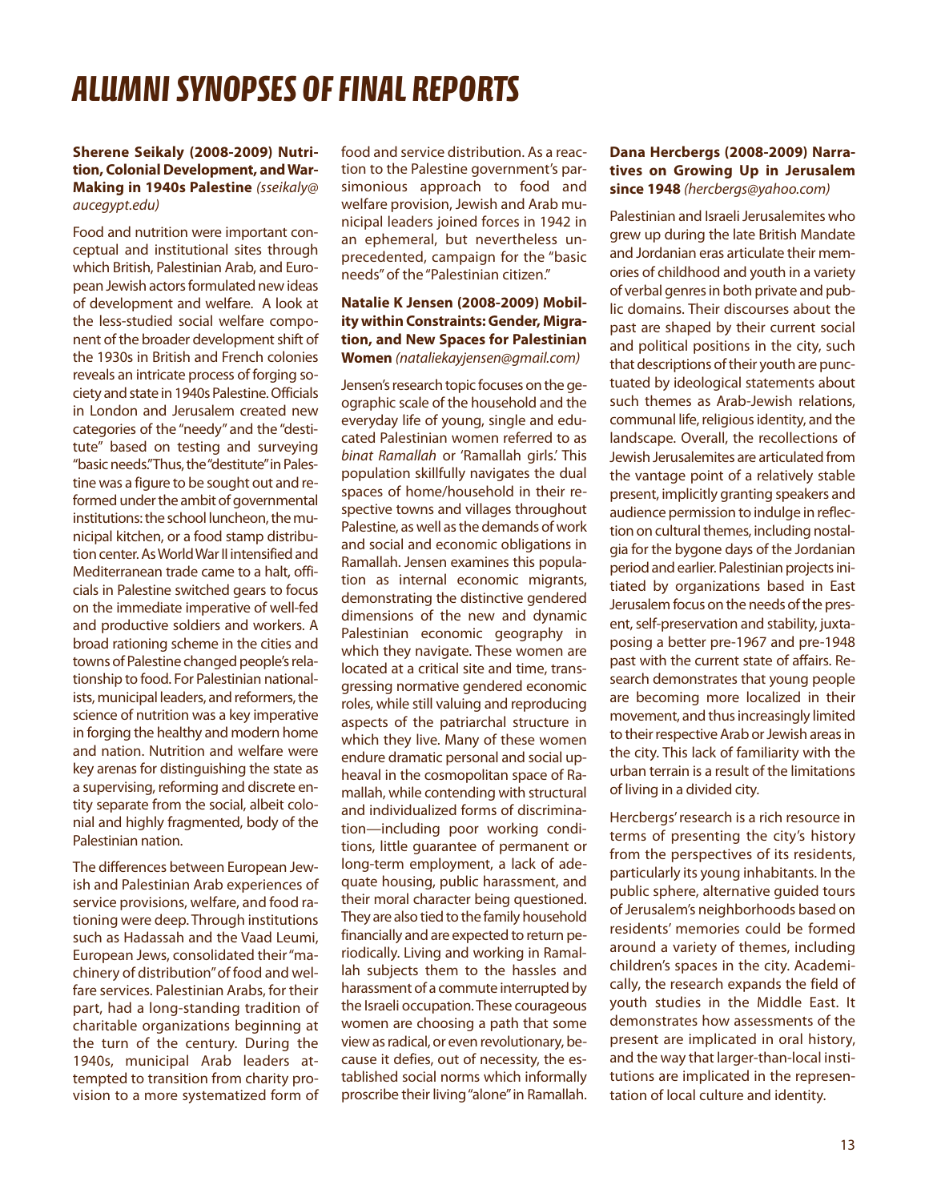# ALUMNI SYNOPSES OF FINAL REPORTS

**Sherene Seikaly (2008-2009) Nutrition, Colonial Development, and War-Making in 1940s Palestine** *(sseikaly@aucegypt.edu)*

Food and nutrition were important conceptual and institutional sites through which British, Palestinian Arab, and European Jewish actors formulated new ideas of development and welfare. A look at the less-studied social welfare component of the broader development shift of the 1930s in British and French colonies reveals an intricate process of forging society and state in 1940s Palestine. Officials in London and Jerusalem created new categories of the "needy" and the "destitute" based on testing and surveying "basic needs." Thus, the "destitute" in Palestine was a figure to be sought out and reformed under the ambit of governmental institutions: the school luncheon, the municipal kitchen, or a food stamp distribution center. As World War II intensified and Mediterranean trade came to a halt, officials in Palestine switched gears to focus on the immediate imperative of well-fed and productive soldiers and workers. A broad rationing scheme in the cities and towns of Palestine changed people's relationship to food. For Palestinian nationalists, municipal leaders, and reformers, the science of nutrition was a key imperative in forging the healthy and modern home and nation. Nutrition and welfare were key arenas for distinguishing the state as a supervising, reforming and discrete entity separate from the social, albeit colonial and highly fragmented, body of the Palestinian nation.

The differences between European Jewish and Palestinian Arab experiences of service provisions, welfare, and food rationing were deep. Through institutions such as Hadassah and the Vaad Leumi, European Jews, consolidated their "machinery of distribution" of food and welfare services. Palestinian Arabs, for their part, had a long-standing tradition of charitable organizations beginning at the turn of the century. During the 1940s, municipal Arab leaders attempted to transition from charity provision to a more systematized form of food and service distribution. As a reaction to the Palestine government's parsimonious approach to food and welfare provision, Jewish and Arab municipal leaders joined forces in 1942 in an ephemeral, but nevertheless unprecedented, campaign for the "basic needs" of the "Palestinian citizen."

**Natalie K Jensen (2008-2009) Mobility within Constraints: Gender, Migration, and New Spaces for Palestinian Women** *(nataliekayjensen@gmail.com)*

Jensen's research topic focuses on the geographic scale of the household and the everyday life of young, single and educated Palestinian women referred to as *binat Ramallah* or 'Ramallah girls.' This population skillfully navigates the dual spaces of home/household in their respective towns and villages throughout Palestine, as well as the demands of work and social and economic obligations in Ramallah. Jensen examines this population as internal economic migrants, demonstrating the distinctive gendered dimensions of the new and dynamic Palestinian economic geography in which they navigate. These women are located at a critical site and time, transgressing normative gendered economic roles, while still valuing and reproducing aspects of the patriarchal structure in which they live. Many of these women endure dramatic personal and social upheaval in the cosmopolitan space of Ramallah, while contending with structural and individualized forms of discrimination—including poor working conditions, little guarantee of permanent or long-term employment, a lack of adequate housing, public harassment, and their moral character being questioned. They are also tied to the family household financially and are expected to return periodically. Living and working in Ramallah subjects them to the hassles and harassment of a commute interrupted by the Israeli occupation. These courageous women are choosing a path that some view as radical, or even revolutionary, because it defies, out of necessity, the established social norms which informally proscribe their living "alone" in Ramallah.

**Dana Hercbergs (2008-2009) Narratives on Growing Up in Jerusalem since 1948** *(hercbergs@yahoo.com)*

Palestinian and Israeli Jerusalemites who grew up during the late British Mandate and Jordanian eras articulate their memories of childhood and youth in a variety of verbal genres in both private and public domains. Their discourses about the past are shaped by their current social and political positions in the city, such that descriptions of their youth are punctuated by ideological statements about such themes as Arab-Jewish relations, communal life, religious identity, and the landscape. Overall, the recollections of Jewish Jerusalemites are articulated from the vantage point of a relatively stable present, implicitly granting speakers and audience permission to indulge in reflection on cultural themes, including nostalgia for the bygone days of the Jordanian period and earlier. Palestinian projects initiated by organizations based in East Jerusalem focus on the needs of the present, self-preservation and stability, juxtaposing a better pre-1967 and pre-1948 past with the current state of affairs. Research demonstrates that young people are becoming more localized in their movement, and thus increasingly limited to their respective Arab or Jewish areas in the city. This lack of familiarity with the urban terrain is a result of the limitations of living in a divided city.

Hercbergs' research is a rich resource in terms of presenting the city's history from the perspectives of its residents, particularly its young inhabitants. In the public sphere, alternative guided tours of Jerusalem's neighborhoods based on residents' memories could be formed around a variety of themes, including children's spaces in the city. Academically, the research expands the field of youth studies in the Middle East. It demonstrates how assessments of the present are implicated in oral history, and the way that larger-than-local institutions are implicated in the representation of local culture and identity.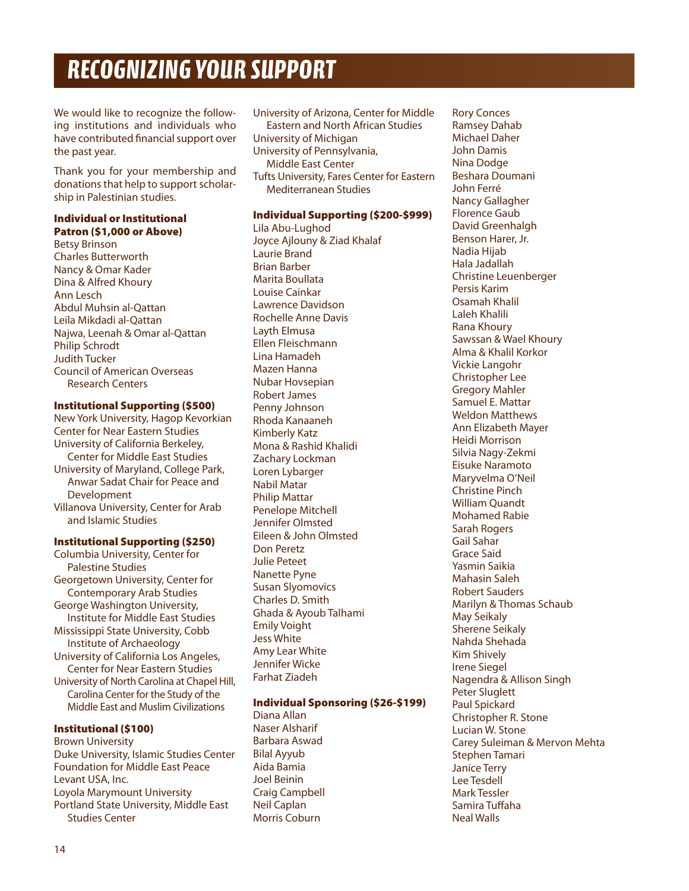# RECOGNIZING YOUR SUPPORT

We would like to recognize the following institutions and individuals who have contributed financial support over the past year.

Thank you for your membership and donations that help to support scholarship in Palestinian studies.

### Individual or Institutional Patron ($1,000 or Above)

Betsy Brinson
Charles Butterworth
Nancy & Omar Kader
Dina & Alfred Khoury
Ann Lesch
Abdul Muhsin al-Qattan
Leila Mikdadi al-Qattan
Najwa, Leenah & Omar al-Qattan
Philip Schrodt
Judith Tucker
Council of American Overseas Research Centers

### Institutional Supporting ($500)

New York University, Hagop Kevorkian Center for Near Eastern Studies
University of California Berkeley, Center for Middle East Studies
University of Maryland, College Park, Anwar Sadat Chair for Peace and Development
Villanova University, Center for Arab and Islamic Studies

### Institutional Supporting ($250)

Columbia University, Center for Palestine Studies
Georgetown University, Center for Contemporary Arab Studies
George Washington University, Institute for Middle East Studies
Mississippi State University, Cobb Institute of Archaeology
University of California Los Angeles, Center for Near Eastern Studies
University of North Carolina at Chapel Hill, Carolina Center for the Study of the Middle East and Muslim Civilizations

### Institutional ($100)

Brown University
Duke University, Islamic Studies Center
Foundation for Middle East Peace
Levant USA, Inc.
Loyola Marymount University
Portland State University, Middle East Studies Center
University of Arizona, Center for Middle Eastern and North African Studies
University of Michigan
University of Pennsylvania, Middle East Center
Tufts University, Fares Center for Eastern Mediterranean Studies

### Individual Supporting ($200-$999)

Lila Abu-Lughod
Joyce Ajlouny & Ziad Khalaf
Laurie Brand
Brian Barber
Marita Boullata
Louise Cainkar
Lawrence Davidson
Rochelle Anne Davis
Layth Elmusa
Ellen Fleischmann
Lina Hamadeh
Mazen Hanna
Nubar Hovsepian
Robert James
Penny Johnson
Rhoda Kanaaneh
Kimberly Katz
Mona & Rashid Khalidi
Zachary Lockman
Loren Lybarger
Nabil Matar
Philip Mattar
Penelope Mitchell
Jennifer Olmsted
Eileen & John Olmsted
Don Peretz
Julie Peteet
Nanette Pyne
Susan Slyomovics
Charles D. Smith
Ghada & Ayoub Talhami
Emily Voight
Jess White
Amy Lear White
Jennifer Wicke
Farhat Ziadeh

### Individual Sponsoring ($26-$199)

Diana Allan
Naser Alsharif
Barbara Aswad
Bilal Ayyub
Aida Bamia
Joel Beinin
Craig Campbell
Neil Caplan
Morris Coburn
Rory Conces
Ramsey Dahab
Michael Daher
John Damis
Nina Dodge
Beshara Doumani
John Ferré
Nancy Gallagher
Florence Gaub
David Greenhalgh
Benson Harer, Jr.
Nadia Hijab
Hala Jadallah
Christine Leuenberger
Persis Karim
Osamah Khalil
Laleh Khalili
Rana Khoury
Sawssan & Wael Khoury
Alma & Khalil Korkor
Vickie Langohr
Christopher Lee
Gregory Mahler
Samuel E. Mattar
Weldon Matthews
Ann Elizabeth Mayer
Heidi Morrison
Silvia Nagy-Zekmi
Eisuke Naramoto
Maryvelma O'Neil
Christine Pinch
William Quandt
Mohamed Rabie
Sarah Rogers
Gail Sahar
Grace Said
Yasmin Saikia
Mahasin Saleh
Robert Sauders
Marilyn & Thomas Schaub
May Seikaly
Sherene Seikaly
Nahda Shehada
Kim Shively
Irene Siegel
Nagendra & Allison Singh
Peter Sluglett
Paul Spickard
Christopher R. Stone
Lucian W. Stone
Carey Suleiman & Mervon Mehta
Stephen Tamari
Janice Terry
Lee Tesdell
Mark Tessler
Samira Tuffaha
Neal Walls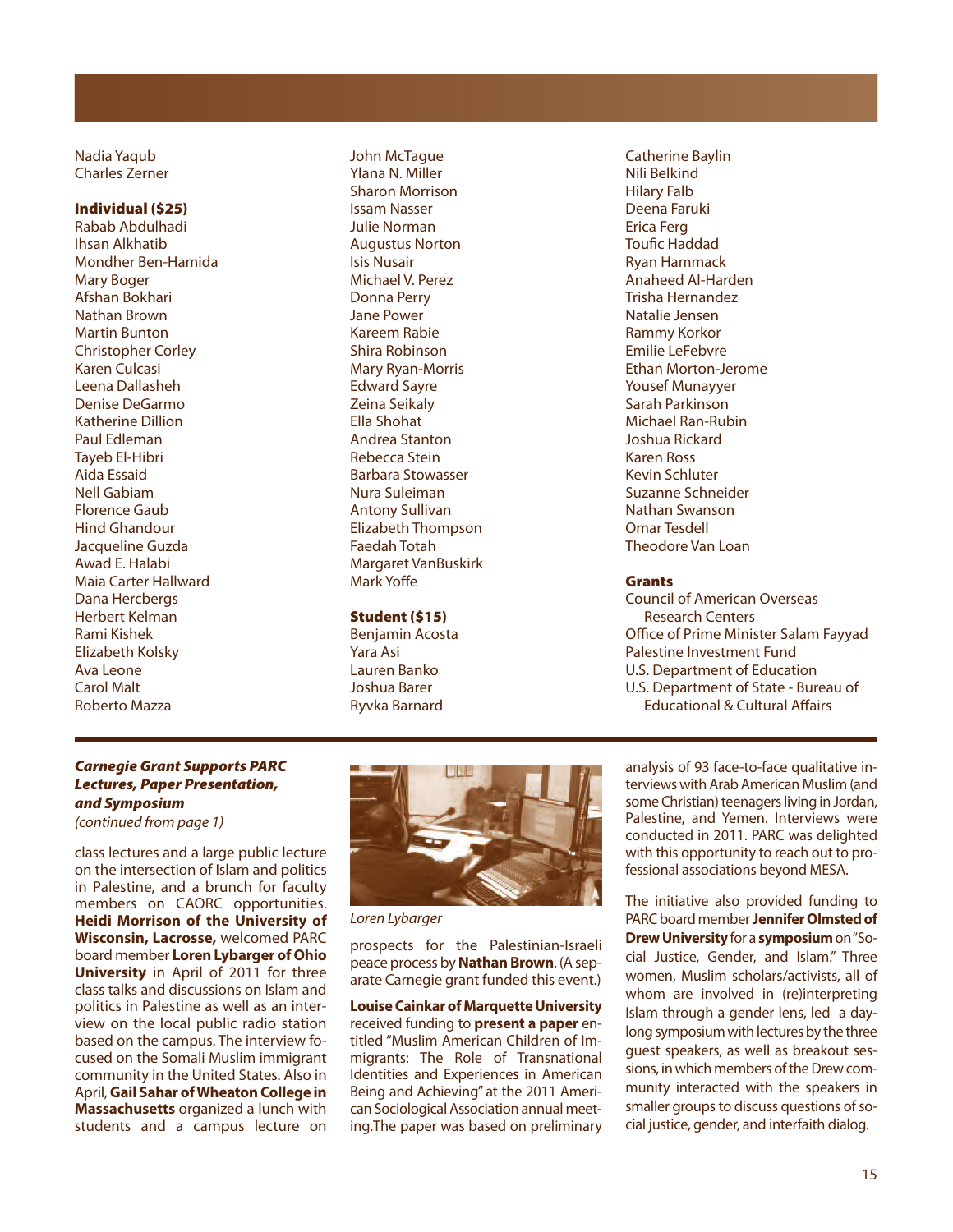Nadia Yaqub
Charles Zerner

**Individual ($25)**

Rabab Abdulhadi
Ihsan Alkhatib
Mondher Ben-Hamida
Mary Boger
Afshan Bokhari
Nathan Brown
Martin Bunton
Christopher Corley
Karen Culcasi
Leena Dallasheh
Denise DeGarmo
Katherine Dillion
Paul Edleman
Tayeb El-Hibri
Aida Essaid
Nell Gabiam
Florence Gaub
Hind Ghandour
Jacqueline Guzda
Awad E. Halabi
Maia Carter Hallward
Dana Hercbergs
Herbert Kelman
Rami Kishek
Elizabeth Kolsky
Ava Leone
Carol Malt
Roberto Mazza
John McTague
Ylana N. Miller
Sharon Morrison
Issam Nasser
Julie Norman
Augustus Norton
Isis Nusair
Michael V. Perez
Donna Perry
Jane Power
Kareem Rabie
Shira Robinson
Mary Ryan-Morris
Edward Sayre
Zeina Seikaly
Ella Shohat
Andrea Stanton
Rebecca Stein
Barbara Stowasser
Nura Suleiman
Antony Sullivan
Elizabeth Thompson
Faedah Totah
Margaret VanBuskirk
Mark Yoffe

**Student ($15)**

Benjamin Acosta
Yara Asi
Lauren Banko
Joshua Barer
Ryvka Barnard
Catherine Baylin
Nili Belkind
Hilary Falb
Deena Faruki
Erica Ferg
Toufic Haddad
Ryan Hammack
Anaheed Al-Harden
Trisha Hernandez
Natalie Jensen
Rammy Korkor
Emilie LeFebvre
Ethan Morton-Jerome
Yousef Munayyer
Sarah Parkinson
Michael Ran-Rubin
Joshua Rickard
Karen Ross
Kevin Schluter
Suzanne Schneider
Nathan Swanson
Omar Tesdell
Theodore Van Loan

**Grants**

Council of American Overseas Research Centers
Office of Prime Minister Salam Fayyad
Palestine Investment Fund
U.S. Department of Education
U.S. Department of State - Bureau of Educational & Cultural Affairs

***Carnegie Grant Supports PARC Lectures, Paper Presentation, and Symposium***

*(continued from page 1)*

class lectures and a large public lecture on the intersection of Islam and politics in Palestine, and a brunch for faculty members on CAORC opportunities. **Heidi Morrison of the University of Wisconsin, Lacrosse,** welcomed PARC board member **Loren Lybarger of Ohio University** in April of 2011 for three class talks and discussions on Islam and politics in Palestine as well as an interview on the local public radio station based on the campus. The interview focused on the Somali Muslim immigrant community in the United States. Also in April, **Gail Sahar of Wheaton College in Massachusetts** organized a lunch with students and a campus lecture on prospects for the Palestinian-Israeli peace process by **Nathan Brown**. (A separate Carnegie grant funded this event.)

*Loren Lybarger*

**Louise Cainkar of Marquette University** received funding to **present a paper** entitled "Muslim American Children of Immigrants: The Role of Transnational Identities and Experiences in American Being and Achieving" at the 2011 American Sociological Association annual meeting. The paper was based on preliminary analysis of 93 face-to-face qualitative interviews with Arab American Muslim (and some Christian) teenagers living in Jordan, Palestine, and Yemen. Interviews were conducted in 2011. PARC was delighted with this opportunity to reach out to professional associations beyond MESA.

The initiative also provided funding to PARC board member **Jennifer Olmsted of Drew University** for a **symposium** on "Social Justice, Gender, and Islam." Three women, Muslim scholars/activists, all of whom are involved in (re)interpreting Islam through a gender lens, led a day-long symposium with lectures by the three guest speakers, as well as breakout sessions, in which members of the Drew community interacted with the speakers in smaller groups to discuss questions of social justice, gender, and interfaith dialog.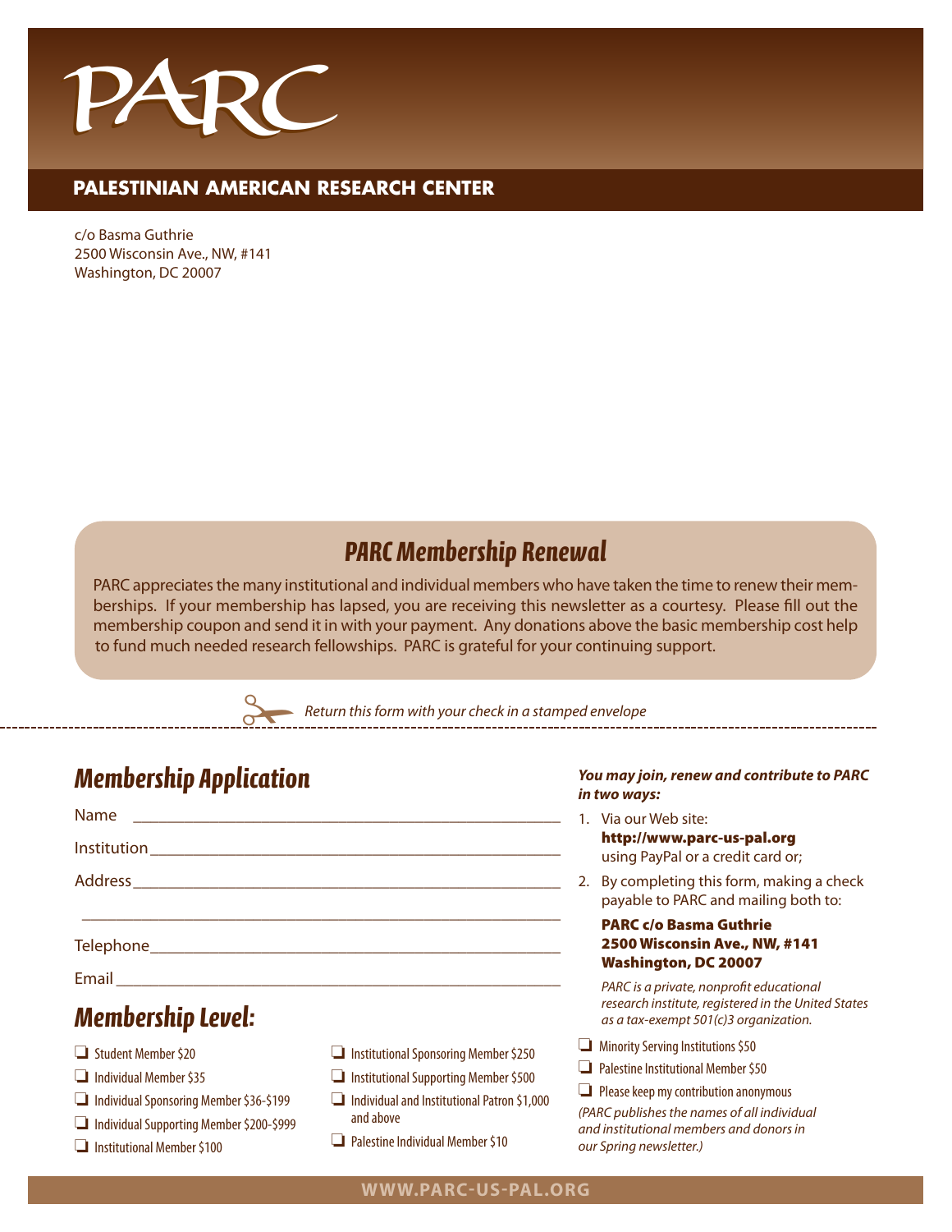# PARC

**PALESTINIAN AMERICAN RESEARCH CENTER**

c/o Basma Guthrie
2500 Wisconsin Ave., NW, #141
Washington, DC 20007

## *PARC Membership Renewal*

PARC appreciates the many institutional and individual members who have taken the time to renew their memberships. If your membership has lapsed, you are receiving this newsletter as a courtesy. Please fill out the membership coupon and send it in with your payment. Any donations above the basic membership cost help to fund much needed research fellowships. PARC is grateful for your continuing support.

*Return this form with your check in a stamped envelope*

## *Membership Application*

Name ______________________________________________

Institution ___________________________________________

Address _____________________________________________

____________________________________________________

Telephone ___________________________________________

Email _______________________________________________

## *Membership Level:*

- ❑ Student Member $20
- ❑ Individual Member $35
- ❑ Individual Sponsoring Member $36-$199
- ❑ Individual Supporting Member $200-$999
- ❑ Institutional Member $100
- ❑ Institutional Sponsoring Member $250
- ❑ Institutional Supporting Member $500
- ❑ Individual and Institutional Patron $1,000 and above
- ❑ Palestine Individual Member $10

***You may join, renew and contribute to PARC in two ways:***

1. Via our Web site: **http://www.parc-us-pal.org** using PayPal or a credit card or;
2. By completing this form, making a check payable to PARC and mailing both to:

   **PARC c/o Basma Guthrie**
   **2500 Wisconsin Ave., NW, #141**
   **Washington, DC 20007**

   *PARC is a private, nonprofit educational research institute, registered in the United States as a tax-exempt 501(c)3 organization.*

- ❑ Minority Serving Institutions $50
- ❑ Palestine Institutional Member $50
- ❑ Please keep my contribution anonymous

*(PARC publishes the names of all individual and institutional members and donors in our Spring newsletter.)*

**WWW.PARC-US-PAL.ORG**